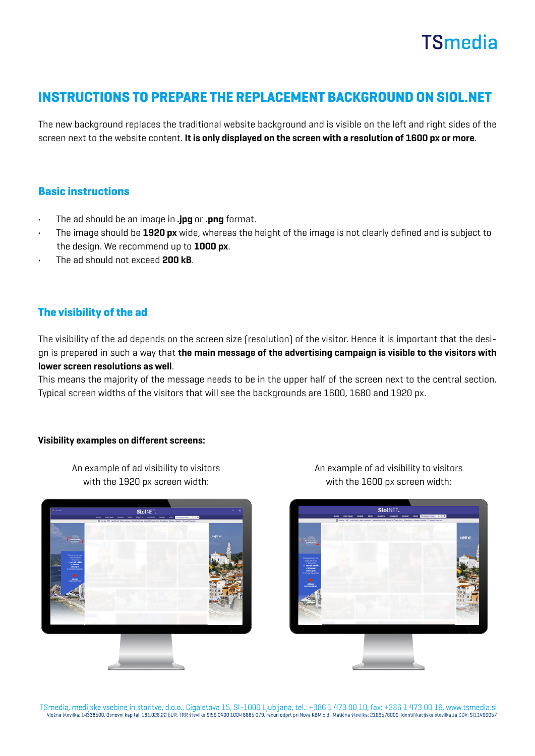# INSTRUCTIONS TO PREPARE THE REPLACEMENT BACKGROUND ON SIOL.NET

The new background replaces the traditional website background and is visible on the left and right sides of the screen next to the website content. **It is only displayed on the screen with a resolution of 1600 px or more**.

## Basic instructions

- The ad should be an image in **.jpg** or **.png** format.
- The image should be **1920 px** wide, whereas the height of the image is not clearly defined and is subject to the design. We recommend up to **1000 px**.
- The ad should not exceed **200 kB**.

## The visibility of the ad

The visibility of the ad depends on the screen size (resolution) of the visitor. Hence it is important that the design is prepared in such a way that **the main message of the advertising campaign is visible to the visitors with lower screen resolutions as well**.

This means the majority of the message needs to be in the upper half of the screen next to the central section. Typical screen widths of the visitors that will see the backgrounds are 1600, 1680 and 1920 px.

**Visibility examples on different screens:**

An example of ad visibility to visitors with the 1920 px screen width:

An example of ad visibility to visitors with the 1600 px screen width:

TSmedia, medijske vsebine in storitve, d.o.o., Cigaletova 15, SI-1000 Ljubljana, tel.: +386 1 473 00 10, fax: +386 1 473 00 16, www.tsmedia.si
Vložna številka: 14338500, Osnovni kapital: 181.028,22 EUR, TRR številka SI56 0400 1004 8885 079, račun odprt pri Nova KBM d.d., Matična številka: 2169576000, identifikacijska številka za DDV: SI11466057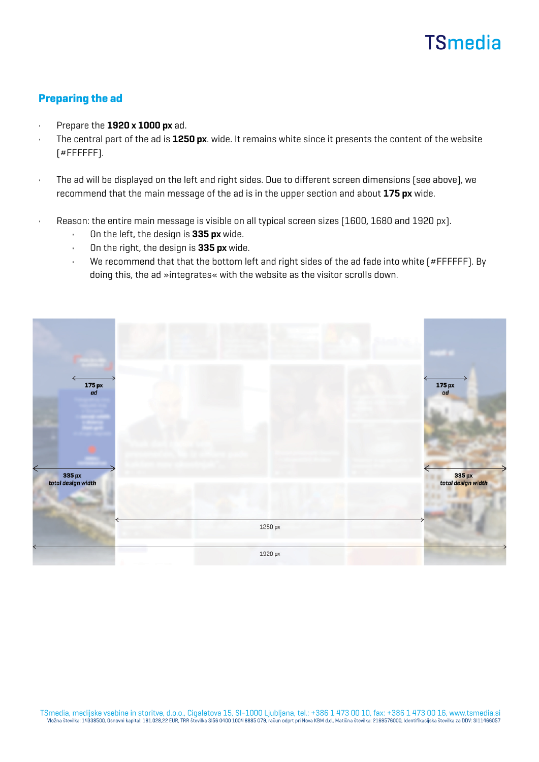## Preparing the ad

- Prepare the **1920 x 1000 px** ad.
- The central part of the ad is **1250 px**. wide. It remains white since it presents the content of the website (#FFFFFF).

- The ad will be displayed on the left and right sides. Due to different screen dimensions (see above), we recommend that the main message of the ad is in the upper section and about **175 px** wide.

- Reason: the entire main message is visible on all typical screen sizes (1600, 1680 and 1920 px).
    - On the left, the design is **335 px** wide.
    - On the right, the design is **335 px** wide.
    - We recommend that that the bottom left and right sides of the ad fade into white (#FFFFFF). By doing this, the ad »integrates« with the website as the visitor scrolls down.

175 px
*ad*

335 px
*total design width*

175 px
*ad*

335 px
*total design width*

1250 px

1920 px